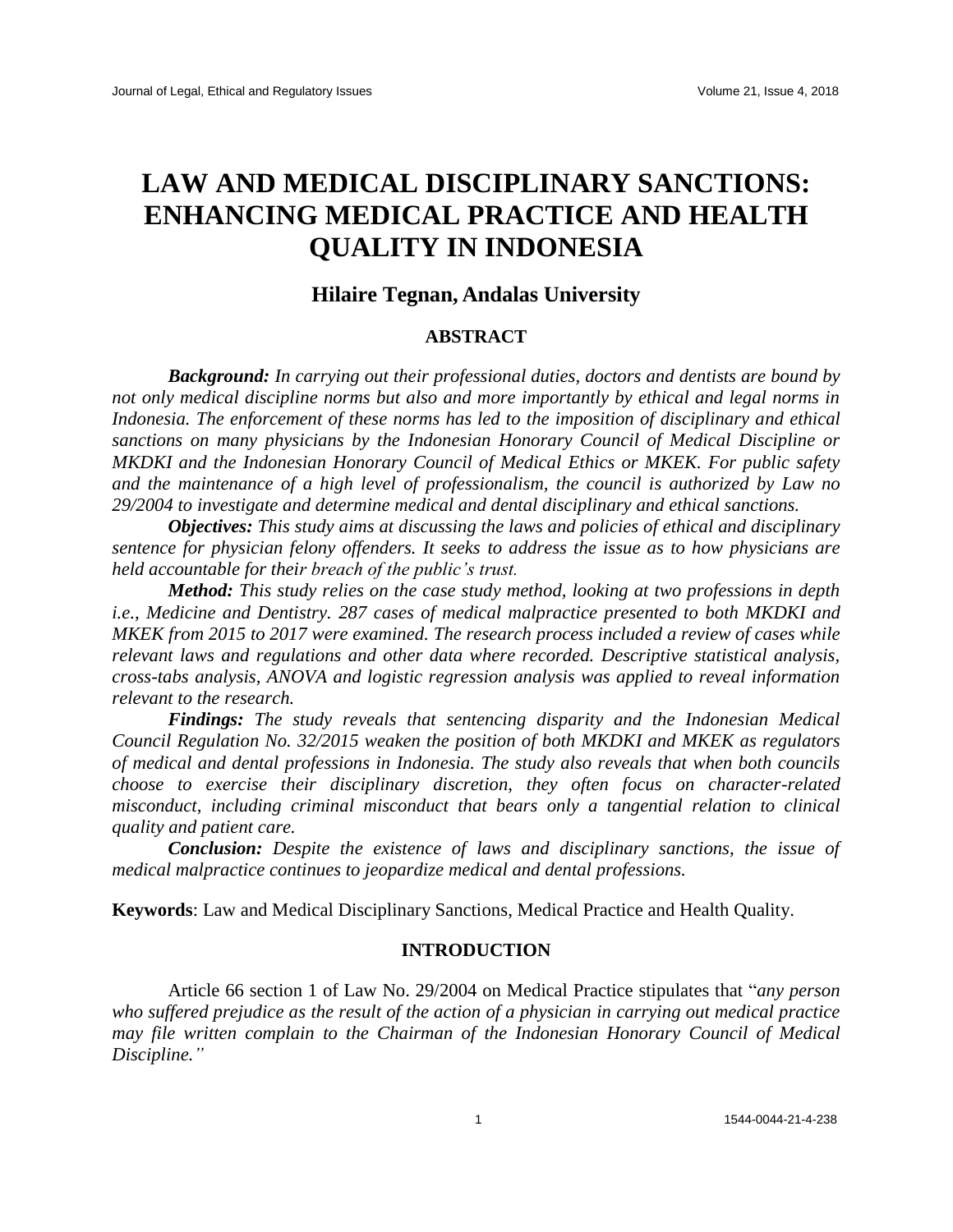# LAW AND MEDICAL DISCIPLINARY SANCTIONS: ENHANCING MEDICAL PRACTICE AND HEALTH QUALITY IN INDONESIA

### Hilaire Tegnan, Andalas University

## ABSTRACT

***Background:*** *In carrying out their professional duties, doctors and dentists are bound by not only medical discipline norms but also and more importantly by ethical and legal norms in Indonesia. The enforcement of these norms has led to the imposition of disciplinary and ethical sanctions on many physicians by the Indonesian Honorary Council of Medical Discipline or MKDKI and the Indonesian Honorary Council of Medical Ethics or MKEK. For public safety and the maintenance of a high level of professionalism, the council is authorized by Law no 29/2004 to investigate and determine medical and dental disciplinary and ethical sanctions.*

***Objectives:*** *This study aims at discussing the laws and policies of ethical and disciplinary sentence for physician felony offenders. It seeks to address the issue as to how physicians are held accountable for their breach of the public's trust.*

***Method:*** *This study relies on the case study method, looking at two professions in depth i.e., Medicine and Dentistry. 287 cases of medical malpractice presented to both MKDKI and MKEK from 2015 to 2017 were examined. The research process included a review of cases while relevant laws and regulations and other data where recorded. Descriptive statistical analysis, cross-tabs analysis, ANOVA and logistic regression analysis was applied to reveal information relevant to the research.*

***Findings:*** *The study reveals that sentencing disparity and the Indonesian Medical Council Regulation No. 32/2015 weaken the position of both MKDKI and MKEK as regulators of medical and dental professions in Indonesia. The study also reveals that when both councils choose to exercise their disciplinary discretion, they often focus on character-related misconduct, including criminal misconduct that bears only a tangential relation to clinical quality and patient care.*

***Conclusion:*** *Despite the existence of laws and disciplinary sanctions, the issue of medical malpractice continues to jeopardize medical and dental professions.*

**Keywords**: Law and Medical Disciplinary Sanctions, Medical Practice and Health Quality.

## INTRODUCTION

Article 66 section 1 of Law No. 29/2004 on Medical Practice stipulates that "*any person who suffered prejudice as the result of the action of a physician in carrying out medical practice may file written complain to the Chairman of the Indonesian Honorary Council of Medical Discipline."*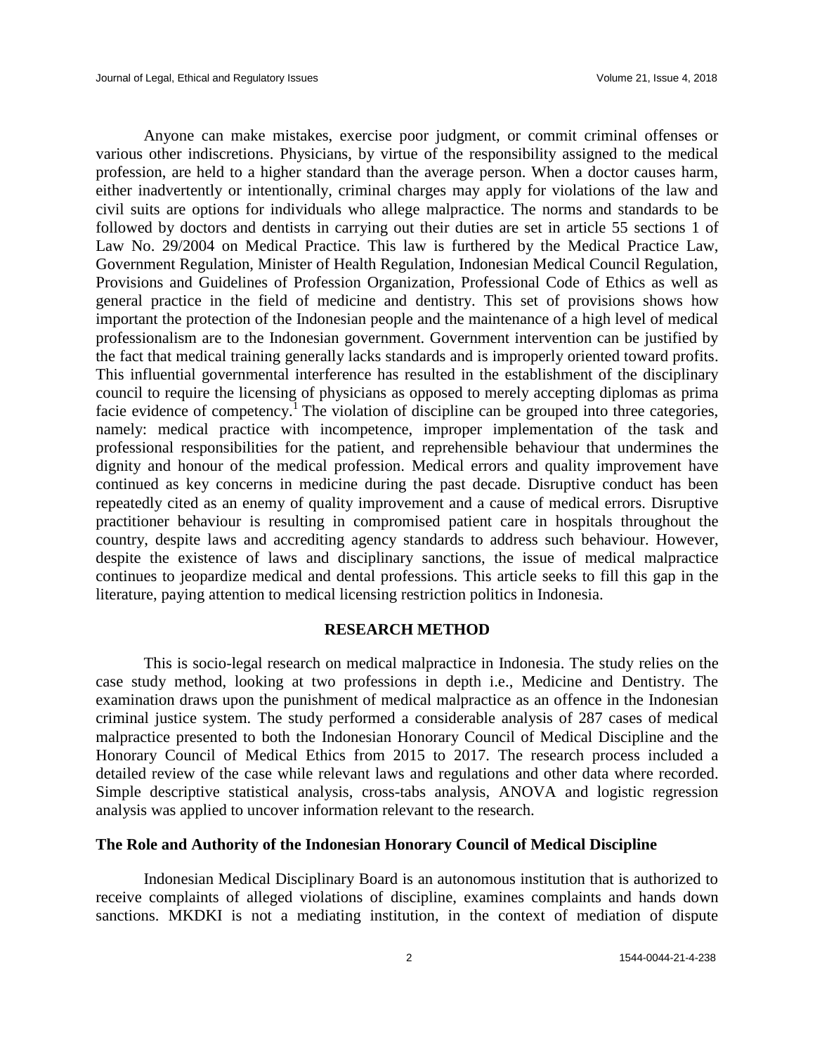Anyone can make mistakes, exercise poor judgment, or commit criminal offenses or various other indiscretions. Physicians, by virtue of the responsibility assigned to the medical profession, are held to a higher standard than the average person. When a doctor causes harm, either inadvertently or intentionally, criminal charges may apply for violations of the law and civil suits are options for individuals who allege malpractice. The norms and standards to be followed by doctors and dentists in carrying out their duties are set in article 55 sections 1 of Law No. 29/2004 on Medical Practice. This law is furthered by the Medical Practice Law, Government Regulation, Minister of Health Regulation, Indonesian Medical Council Regulation, Provisions and Guidelines of Profession Organization, Professional Code of Ethics as well as general practice in the field of medicine and dentistry. This set of provisions shows how important the protection of the Indonesian people and the maintenance of a high level of medical professionalism are to the Indonesian government. Government intervention can be justified by the fact that medical training generally lacks standards and is improperly oriented toward profits. This influential governmental interference has resulted in the establishment of the disciplinary council to require the licensing of physicians as opposed to merely accepting diplomas as prima facie evidence of competency.[1] The violation of discipline can be grouped into three categories, namely: medical practice with incompetence, improper implementation of the task and professional responsibilities for the patient, and reprehensible behaviour that undermines the dignity and honour of the medical profession. Medical errors and quality improvement have continued as key concerns in medicine during the past decade. Disruptive conduct has been repeatedly cited as an enemy of quality improvement and a cause of medical errors. Disruptive practitioner behaviour is resulting in compromised patient care in hospitals throughout the country, despite laws and accrediting agency standards to address such behaviour. However, despite the existence of laws and disciplinary sanctions, the issue of medical malpractice continues to jeopardize medical and dental professions. This article seeks to fill this gap in the literature, paying attention to medical licensing restriction politics in Indonesia.

## RESEARCH METHOD

This is socio-legal research on medical malpractice in Indonesia. The study relies on the case study method, looking at two professions in depth i.e., Medicine and Dentistry. The examination draws upon the punishment of medical malpractice as an offence in the Indonesian criminal justice system. The study performed a considerable analysis of 287 cases of medical malpractice presented to both the Indonesian Honorary Council of Medical Discipline and the Honorary Council of Medical Ethics from 2015 to 2017. The research process included a detailed review of the case while relevant laws and regulations and other data where recorded. Simple descriptive statistical analysis, cross-tabs analysis, ANOVA and logistic regression analysis was applied to uncover information relevant to the research.

### The Role and Authority of the Indonesian Honorary Council of Medical Discipline

Indonesian Medical Disciplinary Board is an autonomous institution that is authorized to receive complaints of alleged violations of discipline, examines complaints and hands down sanctions. MKDKI is not a mediating institution, in the context of mediation of dispute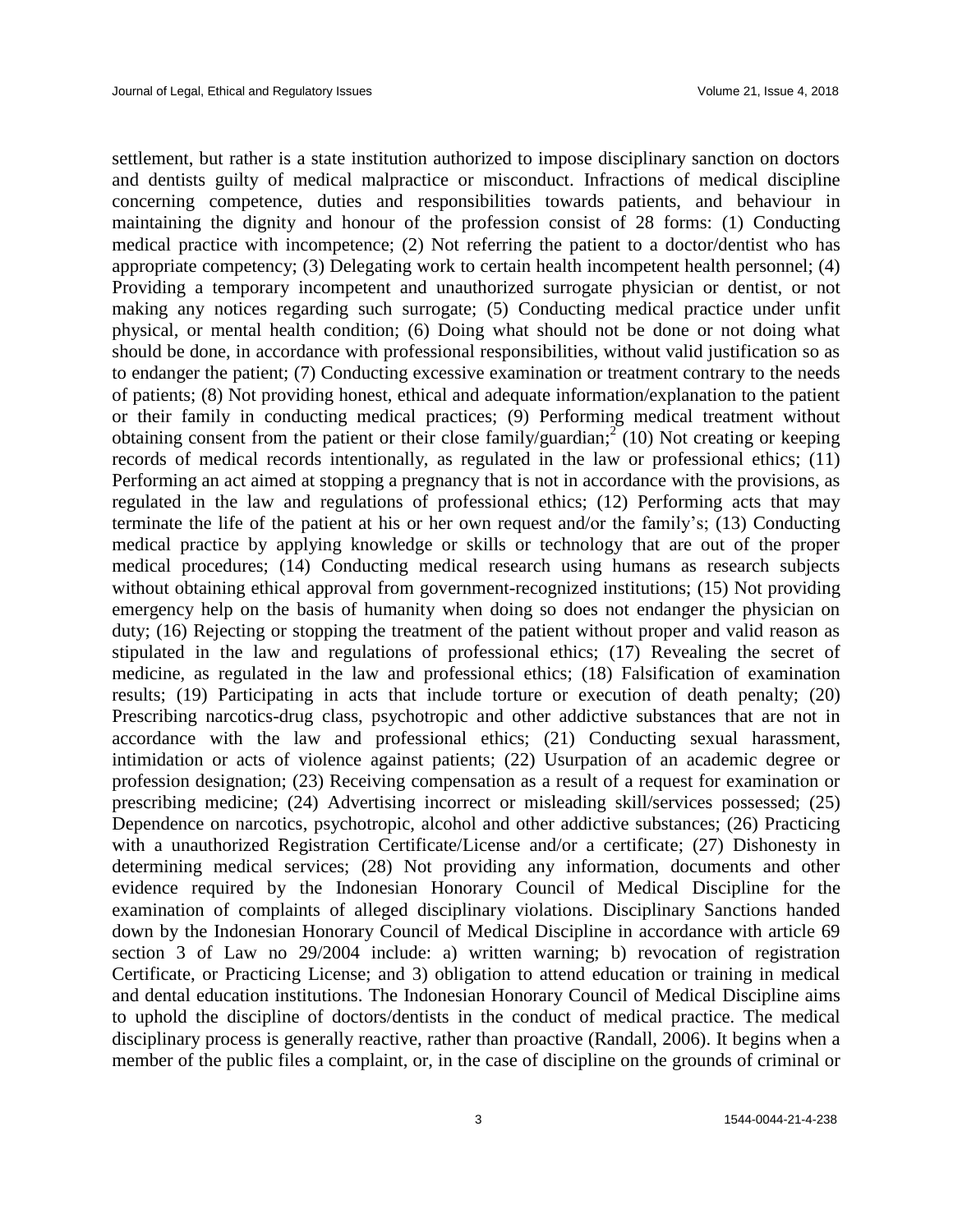settlement, but rather is a state institution authorized to impose disciplinary sanction on doctors and dentists guilty of medical malpractice or misconduct. Infractions of medical discipline concerning competence, duties and responsibilities towards patients, and behaviour in maintaining the dignity and honour of the profession consist of 28 forms: (1) Conducting medical practice with incompetence; (2) Not referring the patient to a doctor/dentist who has appropriate competency; (3) Delegating work to certain health incompetent health personnel; (4) Providing a temporary incompetent and unauthorized surrogate physician or dentist, or not making any notices regarding such surrogate; (5) Conducting medical practice under unfit physical, or mental health condition; (6) Doing what should not be done or not doing what should be done, in accordance with professional responsibilities, without valid justification so as to endanger the patient; (7) Conducting excessive examination or treatment contrary to the needs of patients; (8) Not providing honest, ethical and adequate information/explanation to the patient or their family in conducting medical practices; (9) Performing medical treatment without obtaining consent from the patient or their close family/guardian;[2] (10) Not creating or keeping records of medical records intentionally, as regulated in the law or professional ethics; (11) Performing an act aimed at stopping a pregnancy that is not in accordance with the provisions, as regulated in the law and regulations of professional ethics; (12) Performing acts that may terminate the life of the patient at his or her own request and/or the family's; (13) Conducting medical practice by applying knowledge or skills or technology that are out of the proper medical procedures; (14) Conducting medical research using humans as research subjects without obtaining ethical approval from government-recognized institutions; (15) Not providing emergency help on the basis of humanity when doing so does not endanger the physician on duty; (16) Rejecting or stopping the treatment of the patient without proper and valid reason as stipulated in the law and regulations of professional ethics; (17) Revealing the secret of medicine, as regulated in the law and professional ethics; (18) Falsification of examination results; (19) Participating in acts that include torture or execution of death penalty; (20) Prescribing narcotics-drug class, psychotropic and other addictive substances that are not in accordance with the law and professional ethics; (21) Conducting sexual harassment, intimidation or acts of violence against patients; (22) Usurpation of an academic degree or profession designation; (23) Receiving compensation as a result of a request for examination or prescribing medicine; (24) Advertising incorrect or misleading skill/services possessed; (25) Dependence on narcotics, psychotropic, alcohol and other addictive substances; (26) Practicing with a unauthorized Registration Certificate/License and/or a certificate; (27) Dishonesty in determining medical services; (28) Not providing any information, documents and other evidence required by the Indonesian Honorary Council of Medical Discipline for the examination of complaints of alleged disciplinary violations. Disciplinary Sanctions handed down by the Indonesian Honorary Council of Medical Discipline in accordance with article 69 section 3 of Law no 29/2004 include: a) written warning; b) revocation of registration Certificate, or Practicing License; and 3) obligation to attend education or training in medical and dental education institutions. The Indonesian Honorary Council of Medical Discipline aims to uphold the discipline of doctors/dentists in the conduct of medical practice. The medical disciplinary process is generally reactive, rather than proactive (Randall, 2006). It begins when a member of the public files a complaint, or, in the case of discipline on the grounds of criminal or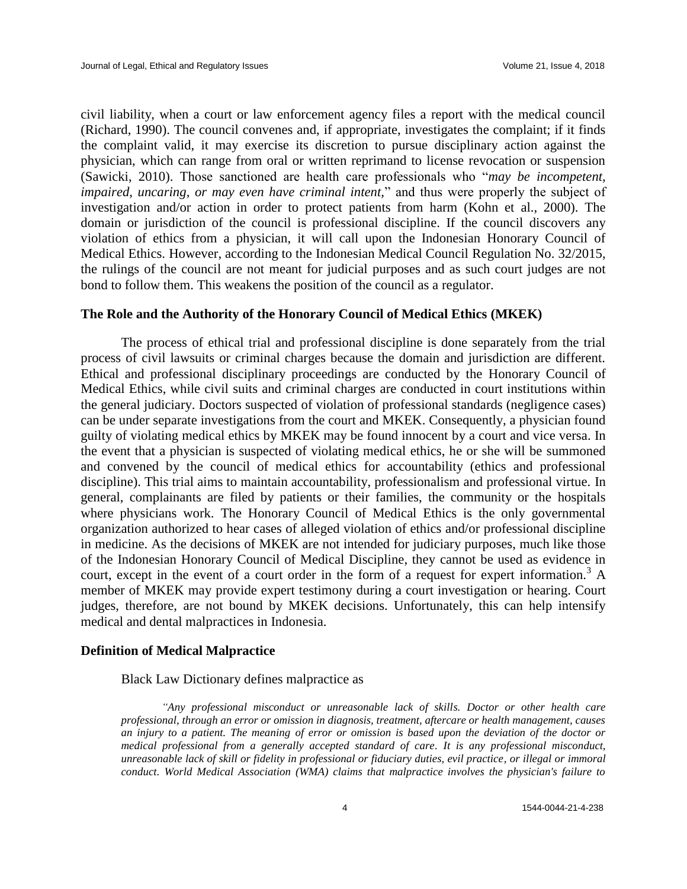civil liability, when a court or law enforcement agency files a report with the medical council (Richard, 1990). The council convenes and, if appropriate, investigates the complaint; if it finds the complaint valid, it may exercise its discretion to pursue disciplinary action against the physician, which can range from oral or written reprimand to license revocation or suspension (Sawicki, 2010). Those sanctioned are health care professionals who "*may be incompetent, impaired, uncaring, or may even have criminal intent,*" and thus were properly the subject of investigation and/or action in order to protect patients from harm (Kohn et al., 2000). The domain or jurisdiction of the council is professional discipline. If the council discovers any violation of ethics from a physician, it will call upon the Indonesian Honorary Council of Medical Ethics. However, according to the Indonesian Medical Council Regulation No. 32/2015, the rulings of the council are not meant for judicial purposes and as such court judges are not bond to follow them. This weakens the position of the council as a regulator.

### The Role and the Authority of the Honorary Council of Medical Ethics (MKEK)

The process of ethical trial and professional discipline is done separately from the trial process of civil lawsuits or criminal charges because the domain and jurisdiction are different. Ethical and professional disciplinary proceedings are conducted by the Honorary Council of Medical Ethics, while civil suits and criminal charges are conducted in court institutions within the general judiciary. Doctors suspected of violation of professional standards (negligence cases) can be under separate investigations from the court and MKEK. Consequently, a physician found guilty of violating medical ethics by MKEK may be found innocent by a court and vice versa. In the event that a physician is suspected of violating medical ethics, he or she will be summoned and convened by the council of medical ethics for accountability (ethics and professional discipline). This trial aims to maintain accountability, professionalism and professional virtue. In general, complainants are filed by patients or their families, the community or the hospitals where physicians work. The Honorary Council of Medical Ethics is the only governmental organization authorized to hear cases of alleged violation of ethics and/or professional discipline in medicine. As the decisions of MKEK are not intended for judiciary purposes, much like those of the Indonesian Honorary Council of Medical Discipline, they cannot be used as evidence in court, except in the event of a court order in the form of a request for expert information.[3] A member of MKEK may provide expert testimony during a court investigation or hearing. Court judges, therefore, are not bound by MKEK decisions. Unfortunately, this can help intensify medical and dental malpractices in Indonesia.

### Definition of Medical Malpractice

Black Law Dictionary defines malpractice as

> *"Any professional misconduct or unreasonable lack of skills. Doctor or other health care professional, through an error or omission in diagnosis, treatment, aftercare or health management, causes an injury to a patient. The meaning of error or omission is based upon the deviation of the doctor or medical professional from a generally accepted standard of care. It is any professional misconduct, unreasonable lack of skill or fidelity in professional or fiduciary duties, evil practice, or illegal or immoral conduct. World Medical Association (WMA) claims that malpractice involves the physician's failure to*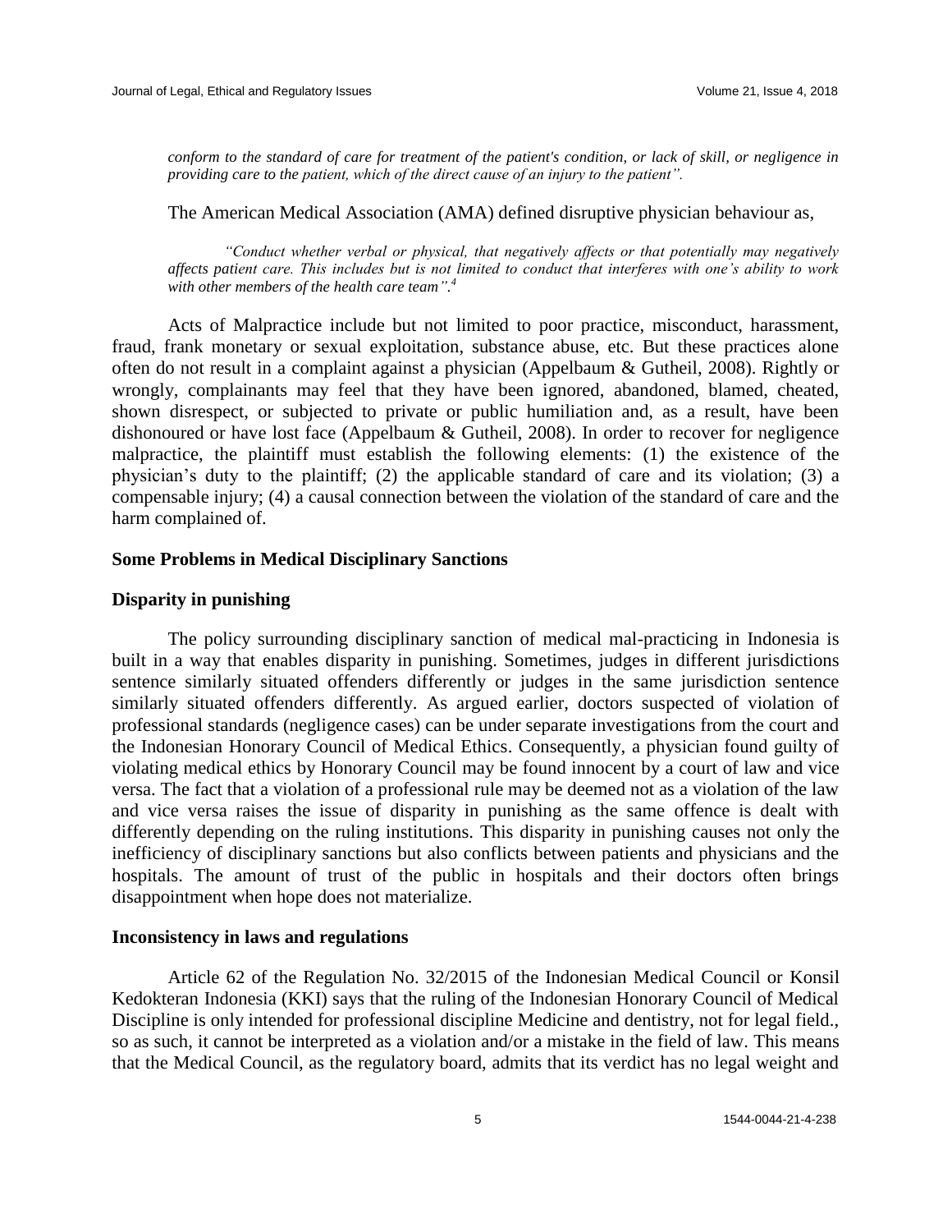*conform to the standard of care for treatment of the patient's condition, or lack of skill, or negligence in providing care to the patient, which of the direct cause of an injury to the patient".*

The American Medical Association (AMA) defined disruptive physician behaviour as,

> *"Conduct whether verbal or physical, that negatively affects or that potentially may negatively affects patient care. This includes but is not limited to conduct that interferes with one's ability to work with other members of the health care team".*[4]

Acts of Malpractice include but not limited to poor practice, misconduct, harassment, fraud, frank monetary or sexual exploitation, substance abuse, etc. But these practices alone often do not result in a complaint against a physician (Appelbaum & Gutheil, 2008). Rightly or wrongly, complainants may feel that they have been ignored, abandoned, blamed, cheated, shown disrespect, or subjected to private or public humiliation and, as a result, have been dishonoured or have lost face (Appelbaum & Gutheil, 2008). In order to recover for negligence malpractice, the plaintiff must establish the following elements: (1) the existence of the physician's duty to the plaintiff; (2) the applicable standard of care and its violation; (3) a compensable injury; (4) a causal connection between the violation of the standard of care and the harm complained of.

## Some Problems in Medical Disciplinary Sanctions

### Disparity in punishing

The policy surrounding disciplinary sanction of medical mal-practicing in Indonesia is built in a way that enables disparity in punishing. Sometimes, judges in different jurisdictions sentence similarly situated offenders differently or judges in the same jurisdiction sentence similarly situated offenders differently. As argued earlier, doctors suspected of violation of professional standards (negligence cases) can be under separate investigations from the court and the Indonesian Honorary Council of Medical Ethics. Consequently, a physician found guilty of violating medical ethics by Honorary Council may be found innocent by a court of law and vice versa. The fact that a violation of a professional rule may be deemed not as a violation of the law and vice versa raises the issue of disparity in punishing as the same offence is dealt with differently depending on the ruling institutions. This disparity in punishing causes not only the inefficiency of disciplinary sanctions but also conflicts between patients and physicians and the hospitals. The amount of trust of the public in hospitals and their doctors often brings disappointment when hope does not materialize.

### Inconsistency in laws and regulations

Article 62 of the Regulation No. 32/2015 of the Indonesian Medical Council or Konsil Kedokteran Indonesia (KKI) says that the ruling of the Indonesian Honorary Council of Medical Discipline is only intended for professional discipline Medicine and dentistry, not for legal field., so as such, it cannot be interpreted as a violation and/or a mistake in the field of law. This means that the Medical Council, as the regulatory board, admits that its verdict has no legal weight and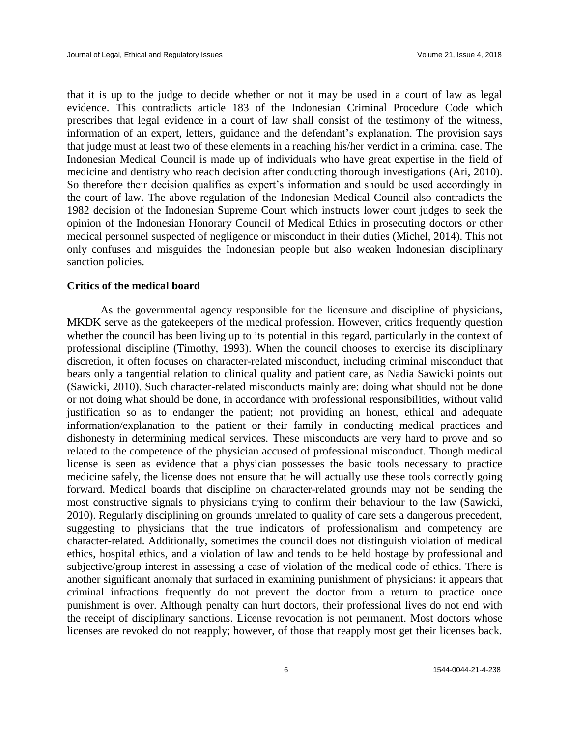that it is up to the judge to decide whether or not it may be used in a court of law as legal evidence. This contradicts article 183 of the Indonesian Criminal Procedure Code which prescribes that legal evidence in a court of law shall consist of the testimony of the witness, information of an expert, letters, guidance and the defendant's explanation. The provision says that judge must at least two of these elements in a reaching his/her verdict in a criminal case. The Indonesian Medical Council is made up of individuals who have great expertise in the field of medicine and dentistry who reach decision after conducting thorough investigations (Ari, 2010). So therefore their decision qualifies as expert's information and should be used accordingly in the court of law. The above regulation of the Indonesian Medical Council also contradicts the 1982 decision of the Indonesian Supreme Court which instructs lower court judges to seek the opinion of the Indonesian Honorary Council of Medical Ethics in prosecuting doctors or other medical personnel suspected of negligence or misconduct in their duties (Michel, 2014). This not only confuses and misguides the Indonesian people but also weaken Indonesian disciplinary sanction policies.

### Critics of the medical board

As the governmental agency responsible for the licensure and discipline of physicians, MKDK serve as the gatekeepers of the medical profession. However, critics frequently question whether the council has been living up to its potential in this regard, particularly in the context of professional discipline (Timothy, 1993). When the council chooses to exercise its disciplinary discretion, it often focuses on character-related misconduct, including criminal misconduct that bears only a tangential relation to clinical quality and patient care, as Nadia Sawicki points out (Sawicki, 2010). Such character-related misconducts mainly are: doing what should not be done or not doing what should be done, in accordance with professional responsibilities, without valid justification so as to endanger the patient; not providing an honest, ethical and adequate information/explanation to the patient or their family in conducting medical practices and dishonesty in determining medical services. These misconducts are very hard to prove and so related to the competence of the physician accused of professional misconduct. Though medical license is seen as evidence that a physician possesses the basic tools necessary to practice medicine safely, the license does not ensure that he will actually use these tools correctly going forward. Medical boards that discipline on character-related grounds may not be sending the most constructive signals to physicians trying to confirm their behaviour to the law (Sawicki, 2010). Regularly disciplining on grounds unrelated to quality of care sets a dangerous precedent, suggesting to physicians that the true indicators of professionalism and competency are character-related. Additionally, sometimes the council does not distinguish violation of medical ethics, hospital ethics, and a violation of law and tends to be held hostage by professional and subjective/group interest in assessing a case of violation of the medical code of ethics. There is another significant anomaly that surfaced in examining punishment of physicians: it appears that criminal infractions frequently do not prevent the doctor from a return to practice once punishment is over. Although penalty can hurt doctors, their professional lives do not end with the receipt of disciplinary sanctions. License revocation is not permanent. Most doctors whose licenses are revoked do not reapply; however, of those that reapply most get their licenses back.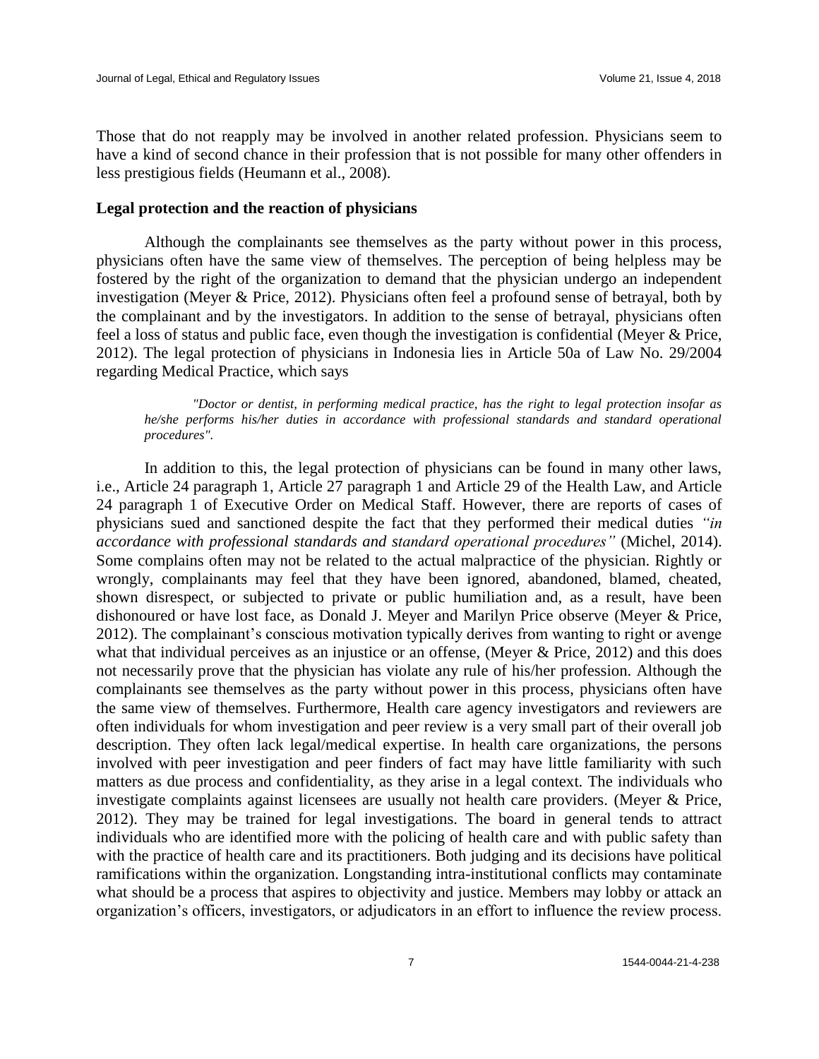Those that do not reapply may be involved in another related profession. Physicians seem to have a kind of second chance in their profession that is not possible for many other offenders in less prestigious fields (Heumann et al., 2008).

### Legal protection and the reaction of physicians

Although the complainants see themselves as the party without power in this process, physicians often have the same view of themselves. The perception of being helpless may be fostered by the right of the organization to demand that the physician undergo an independent investigation (Meyer & Price, 2012). Physicians often feel a profound sense of betrayal, both by the complainant and by the investigators. In addition to the sense of betrayal, physicians often feel a loss of status and public face, even though the investigation is confidential (Meyer & Price, 2012). The legal protection of physicians in Indonesia lies in Article 50a of Law No. 29/2004 regarding Medical Practice, which says

> *"Doctor or dentist, in performing medical practice, has the right to legal protection insofar as he/she performs his/her duties in accordance with professional standards and standard operational procedures".*

In addition to this, the legal protection of physicians can be found in many other laws, i.e., Article 24 paragraph 1, Article 27 paragraph 1 and Article 29 of the Health Law, and Article 24 paragraph 1 of Executive Order on Medical Staff. However, there are reports of cases of physicians sued and sanctioned despite the fact that they performed their medical duties *"in accordance with professional standards and standard operational procedures"* (Michel, 2014). Some complains often may not be related to the actual malpractice of the physician. Rightly or wrongly, complainants may feel that they have been ignored, abandoned, blamed, cheated, shown disrespect, or subjected to private or public humiliation and, as a result, have been dishonoured or have lost face, as Donald J. Meyer and Marilyn Price observe (Meyer & Price, 2012). The complainant's conscious motivation typically derives from wanting to right or avenge what that individual perceives as an injustice or an offense, (Meyer & Price, 2012) and this does not necessarily prove that the physician has violate any rule of his/her profession. Although the complainants see themselves as the party without power in this process, physicians often have the same view of themselves. Furthermore, Health care agency investigators and reviewers are often individuals for whom investigation and peer review is a very small part of their overall job description. They often lack legal/medical expertise. In health care organizations, the persons involved with peer investigation and peer finders of fact may have little familiarity with such matters as due process and confidentiality, as they arise in a legal context. The individuals who investigate complaints against licensees are usually not health care providers. (Meyer & Price, 2012). They may be trained for legal investigations. The board in general tends to attract individuals who are identified more with the policing of health care and with public safety than with the practice of health care and its practitioners. Both judging and its decisions have political ramifications within the organization. Longstanding intra-institutional conflicts may contaminate what should be a process that aspires to objectivity and justice. Members may lobby or attack an organization's officers, investigators, or adjudicators in an effort to influence the review process.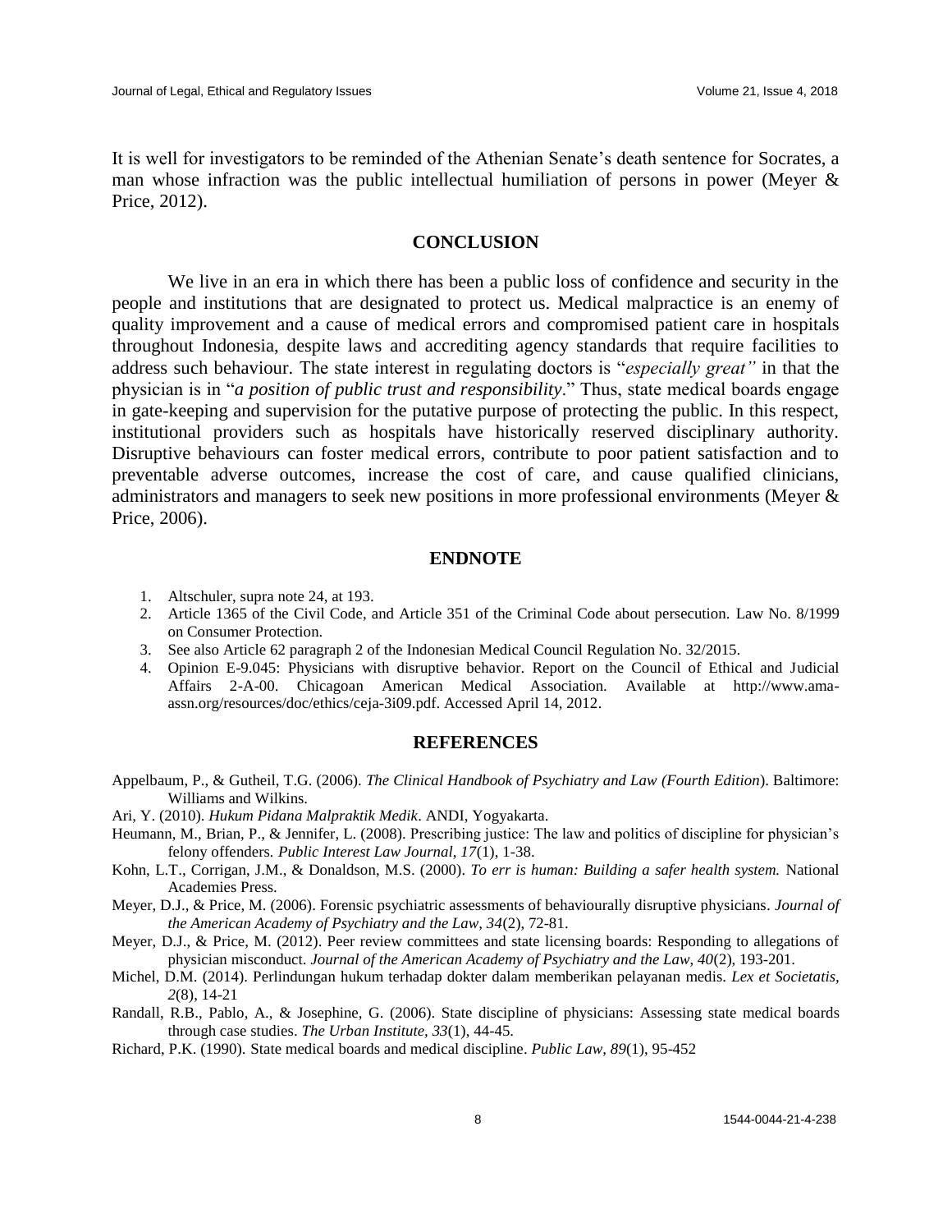It is well for investigators to be reminded of the Athenian Senate's death sentence for Socrates, a man whose infraction was the public intellectual humiliation of persons in power (Meyer & Price, 2012).

## CONCLUSION

We live in an era in which there has been a public loss of confidence and security in the people and institutions that are designated to protect us. Medical malpractice is an enemy of quality improvement and a cause of medical errors and compromised patient care in hospitals throughout Indonesia, despite laws and accrediting agency standards that require facilities to address such behaviour. The state interest in regulating doctors is "*especially great"* in that the physician is in "*a position of public trust and responsibility*." Thus, state medical boards engage in gate-keeping and supervision for the putative purpose of protecting the public. In this respect, institutional providers such as hospitals have historically reserved disciplinary authority. Disruptive behaviours can foster medical errors, contribute to poor patient satisfaction and to preventable adverse outcomes, increase the cost of care, and cause qualified clinicians, administrators and managers to seek new positions in more professional environments (Meyer & Price, 2006).

## ENDNOTE

1. Altschuler, supra note 24, at 193.
2. Article 1365 of the Civil Code, and Article 351 of the Criminal Code about persecution. Law No. 8/1999 on Consumer Protection.
3. See also Article 62 paragraph 2 of the Indonesian Medical Council Regulation No. 32/2015.
4. Opinion E-9.045: Physicians with disruptive behavior. Report on the Council of Ethical and Judicial Affairs 2-A-00. Chicagoan American Medical Association. Available at http://www.ama-assn.org/resources/doc/ethics/ceja-3i09.pdf. Accessed April 14, 2012.

## REFERENCES

Appelbaum, P., & Gutheil, T.G. (2006). *The Clinical Handbook of Psychiatry and Law (Fourth Edition*). Baltimore: Williams and Wilkins.

Ari, Y. (2010). *Hukum Pidana Malpraktik Medik*. ANDI, Yogyakarta.

Heumann, M., Brian, P., & Jennifer, L. (2008). Prescribing justice: The law and politics of discipline for physician's felony offenders. *Public Interest Law Journal, 17*(1), 1-38.

Kohn, L.T., Corrigan, J.M., & Donaldson, M.S. (2000). *To err is human: Building a safer health system.* National Academies Press.

Meyer, D.J., & Price, M. (2006). Forensic psychiatric assessments of behaviourally disruptive physicians. *Journal of the American Academy of Psychiatry and the Law, 34*(2), 72-81.

Meyer, D.J., & Price, M. (2012). Peer review committees and state licensing boards: Responding to allegations of physician misconduct. *Journal of the American Academy of Psychiatry and the Law, 40*(2), 193-201.

Michel, D.M. (2014). Perlindungan hukum terhadap dokter dalam memberikan pelayanan medis. *Lex et Societatis, 2*(8), 14-21

Randall, R.B., Pablo, A., & Josephine, G. (2006). State discipline of physicians: Assessing state medical boards through case studies. *The Urban Institute, 33*(1), 44-45.

Richard, P.K. (1990). State medical boards and medical discipline. *Public Law, 89*(1), 95-452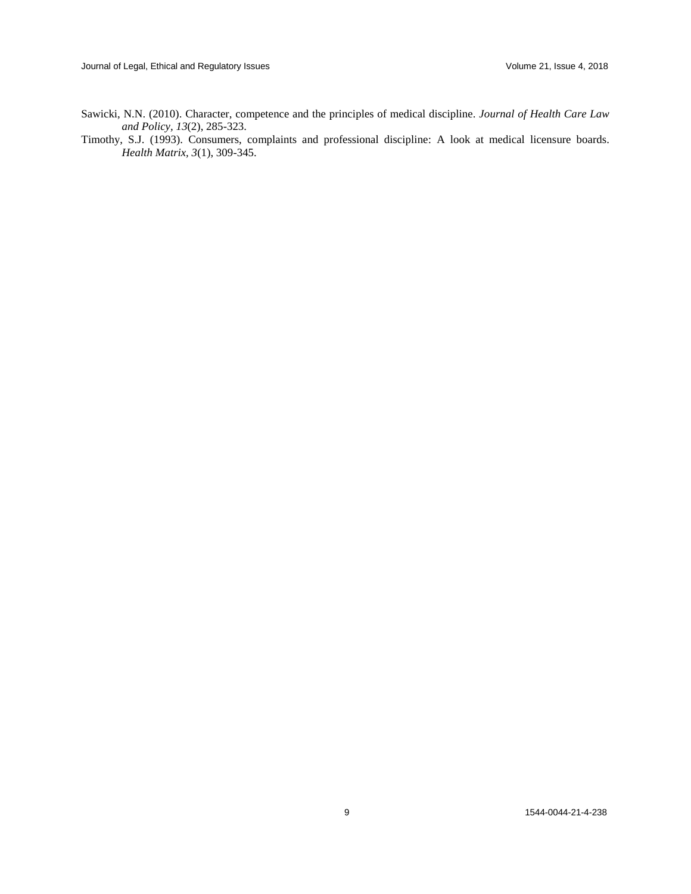Sawicki, N.N. (2010). Character, competence and the principles of medical discipline. *Journal of Health Care Law and Policy, 13*(2), 285-323.

Timothy, S.J. (1993). Consumers, complaints and professional discipline: A look at medical licensure boards. *Health Matrix, 3*(1), 309-345.